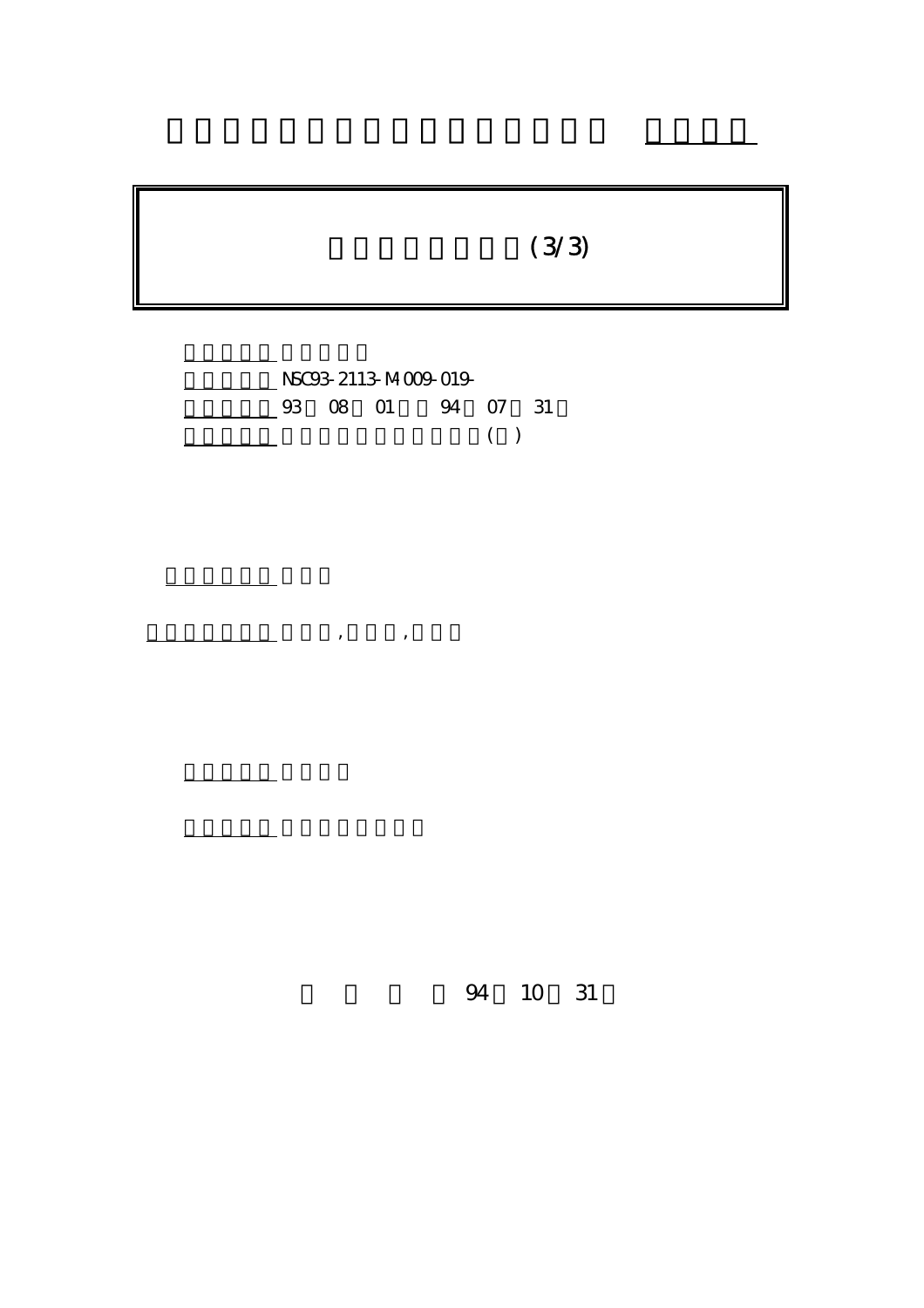(3/3)

NSC93-2113-M-009-019-

93 08 01 94 07 31

( )

, ,

94 10 31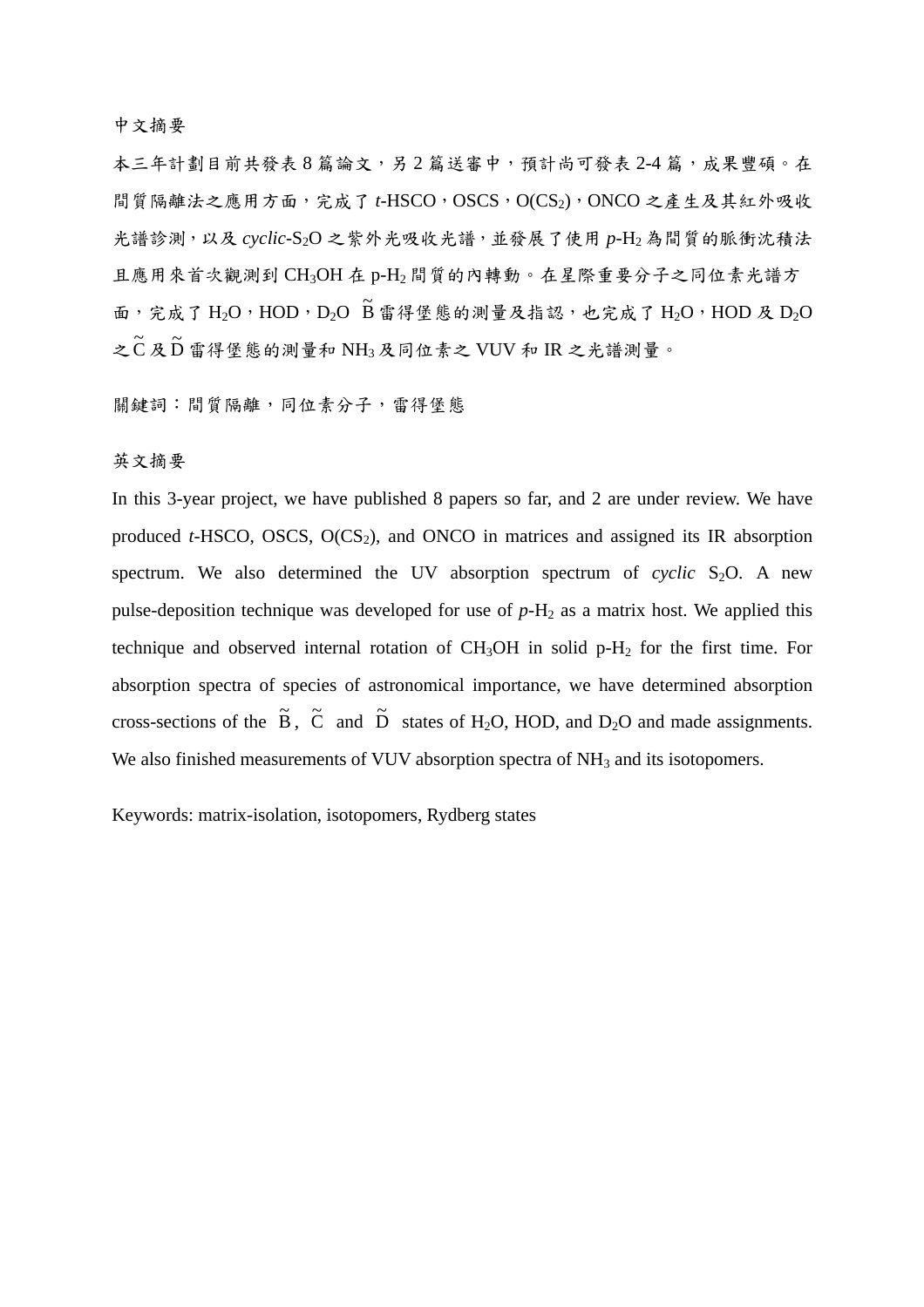## 中文摘要

本三年計劃目前共發表 8 篇論文，另 2 篇送審中，預計尚可發表 2-4 篇，成果豐碩。在間質隔離法之應用方面，完成了 *t*-HSCO，OSCS，$O(CS_2)$，ONCO 之產生及其紅外吸收光譜診測，以及 *cyclic*-$S_2O$ 之紫外光吸收光譜，並發展了使用 *p*-$H_2$ 為間質的脈衝沈積法且應用來首次觀測到 $CH_3OH$ 在 p-$H_2$ 間質的內轉動。在星際重要分子之同位素光譜方面，完成了 $H_2O$，HOD，$D_2O$ $\tilde{B}$ 雷得堡態的測量及指認，也完成了 $H_2O$，HOD 及 $D_2O$ 之 $\tilde{C}$ 及 $\tilde{D}$ 雷得堡態的測量和 $NH_3$ 及同位素之 VUV 和 IR 之光譜測量。

關鍵詞：間質隔離，同位素分子，雷得堡態

## 英文摘要

In this 3-year project, we have published 8 papers so far, and 2 are under review. We have produced *t*-HSCO, OSCS, $O(CS_2)$, and ONCO in matrices and assigned its IR absorption spectrum. We also determined the UV absorption spectrum of *cyclic* $S_2O$. A new pulse-deposition technique was developed for use of *p*-$H_2$ as a matrix host. We applied this technique and observed internal rotation of $CH_3OH$ in solid p-$H_2$ for the first time. For absorption spectra of species of astronomical importance, we have determined absorption cross-sections of the $\tilde{B}$, $\tilde{C}$ and $\tilde{D}$ states of $H_2O$, HOD, and $D_2O$ and made assignments. We also finished measurements of VUV absorption spectra of $NH_3$ and its isotopomers.

Keywords: matrix-isolation, isotopomers, Rydberg states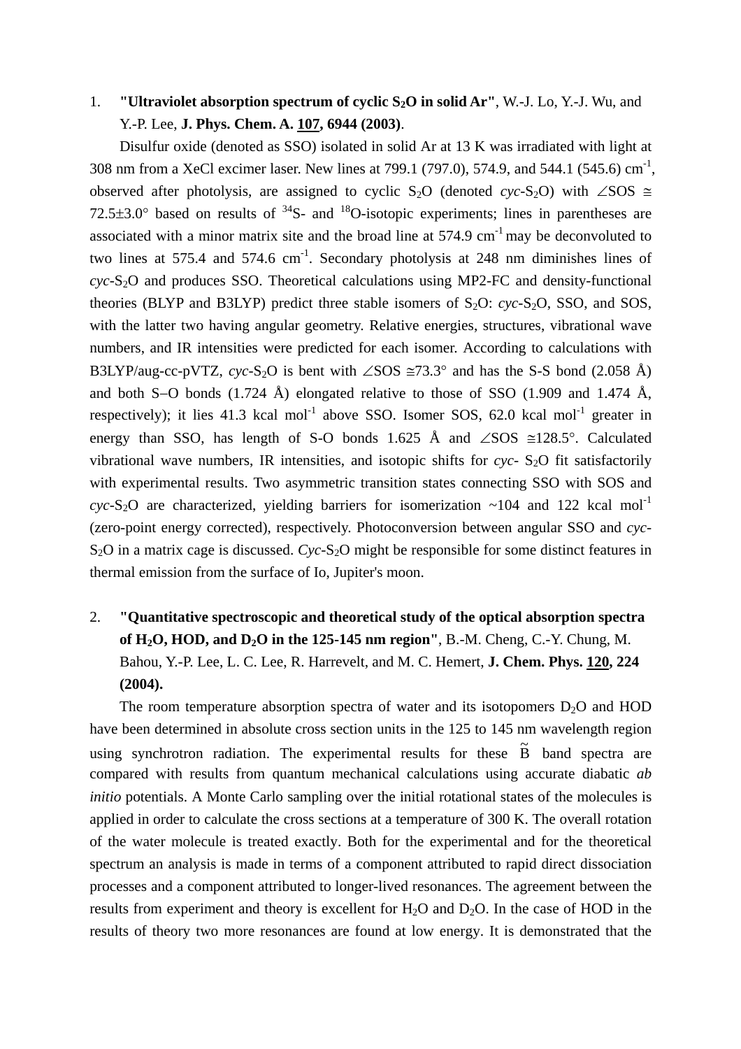1. **"Ultraviolet absorption spectrum of cyclic $S_2O$ in solid Ar"**, W.-J. Lo, Y.-J. Wu, and Y.-P. Lee, **J. Phys. Chem. A. <u>107</u>, 6944 (2003)**.

   Disulfur oxide (denoted as SSO) isolated in solid Ar at 13 K was irradiated with light at 308 nm from a XeCl excimer laser. New lines at 799.1 (797.0), 574.9, and 544.1 (545.6) $cm^{-1}$, observed after photolysis, are assigned to cyclic $S_2O$ (denoted *cyc*-$S_2O$) with $\angle SOS \cong 72.5 \pm 3.0°$ based on results of $^{34}S$- and $^{18}O$-isotopic experiments; lines in parentheses are associated with a minor matrix site and the broad line at 574.9 $cm^{-1}$ may be deconvoluted to two lines at 575.4 and 574.6 $cm^{-1}$. Secondary photolysis at 248 nm diminishes lines of *cyc*-$S_2O$ and produces SSO. Theoretical calculations using MP2-FC and density-functional theories (BLYP and B3LYP) predict three stable isomers of $S_2O$: *cyc*-$S_2O$, SSO, and SOS, with the latter two having angular geometry. Relative energies, structures, vibrational wave numbers, and IR intensities were predicted for each isomer. According to calculations with B3LYP/aug-cc-pVTZ, *cyc*-$S_2O$ is bent with $\angle SOS \cong 73.3°$ and has the S-S bond (2.058 Å) and both S–O bonds (1.724 Å) elongated relative to those of SSO (1.909 and 1.474 Å, respectively); it lies 41.3 kcal $mol^{-1}$ above SSO. Isomer SOS, 62.0 kcal $mol^{-1}$ greater in energy than SSO, has length of S-O bonds 1.625 Å and $\angle SOS \cong 128.5°$. Calculated vibrational wave numbers, IR intensities, and isotopic shifts for *cyc*- $S_2O$ fit satisfactorily with experimental results. Two asymmetric transition states connecting SSO with SOS and *cyc*-$S_2O$ are characterized, yielding barriers for isomerization ~104 and 122 kcal $mol^{-1}$ (zero-point energy corrected), respectively. Photoconversion between angular SSO and *cyc*-$S_2O$ in a matrix cage is discussed. *Cyc*-$S_2O$ might be responsible for some distinct features in thermal emission from the surface of Io, Jupiter's moon.

2. **"Quantitative spectroscopic and theoretical study of the optical absorption spectra of $H_2O$, HOD, and $D_2O$ in the 125-145 nm region"**, B.-M. Cheng, C.-Y. Chung, M. Bahou, Y.-P. Lee, L. C. Lee, R. Harrevelt, and M. C. Hemert, **J. Chem. Phys. <u>120</u>, 224 (2004).**

   The room temperature absorption spectra of water and its isotopomers $D_2O$ and HOD have been determined in absolute cross section units in the 125 to 145 nm wavelength region using synchrotron radiation. The experimental results for these $\tilde{B}$ band spectra are compared with results from quantum mechanical calculations using accurate diabatic *ab initio* potentials. A Monte Carlo sampling over the initial rotational states of the molecules is applied in order to calculate the cross sections at a temperature of 300 K. The overall rotation of the water molecule is treated exactly. Both for the experimental and for the theoretical spectrum an analysis is made in terms of a component attributed to rapid direct dissociation processes and a component attributed to longer-lived resonances. The agreement between the results from experiment and theory is excellent for $H_2O$ and $D_2O$. In the case of HOD in the results of theory two more resonances are found at low energy. It is demonstrated that the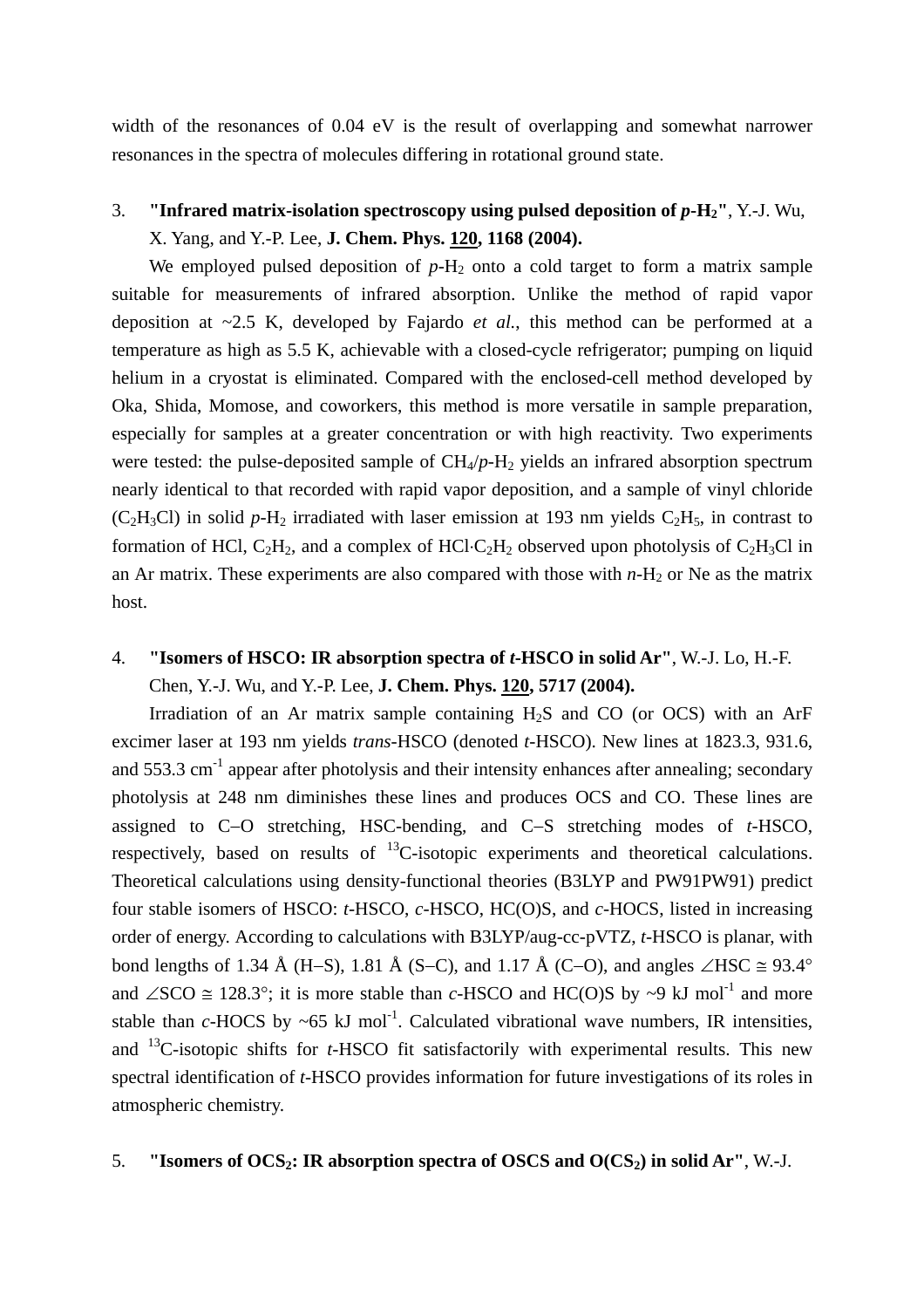width of the resonances of 0.04 eV is the result of overlapping and somewhat narrower resonances in the spectra of molecules differing in rotational ground state.

3. **"Infrared matrix-isolation spectroscopy using pulsed deposition of *p*-$H_2$"**, Y.-J. Wu, X. Yang, and Y.-P. Lee, **J. Chem. Phys. <u>120</u>, 1168 (2004).**

   We employed pulsed deposition of *p*-$H_2$ onto a cold target to form a matrix sample suitable for measurements of infrared absorption. Unlike the method of rapid vapor deposition at ~2.5 K, developed by Fajardo *et al.*, this method can be performed at a temperature as high as 5.5 K, achievable with a closed-cycle refrigerator; pumping on liquid helium in a cryostat is eliminated. Compared with the enclosed-cell method developed by Oka, Shida, Momose, and coworkers, this method is more versatile in sample preparation, especially for samples at a greater concentration or with high reactivity. Two experiments were tested: the pulse-deposited sample of $CH_4$/*p*-$H_2$ yields an infrared absorption spectrum nearly identical to that recorded with rapid vapor deposition, and a sample of vinyl chloride ($C_2H_3Cl$) in solid *p*-$H_2$ irradiated with laser emission at 193 nm yields $C_2H_5$, in contrast to formation of HCl, $C_2H_2$, and a complex of $HCl{\cdot}C_2H_2$ observed upon photolysis of $C_2H_3Cl$ in an Ar matrix. These experiments are also compared with those with *n*-$H_2$ or Ne as the matrix host.

4. **"Isomers of HSCO: IR absorption spectra of *t*-HSCO in solid Ar"**, W.-J. Lo, H.-F. Chen, Y.-J. Wu, and Y.-P. Lee, **J. Chem. Phys. <u>120</u>, 5717 (2004).**

   Irradiation of an Ar matrix sample containing $H_2S$ and CO (or OCS) with an ArF excimer laser at 193 nm yields *trans*-HSCO (denoted *t*-HSCO). New lines at 1823.3, 931.6, and 553.3 $cm^{-1}$ appear after photolysis and their intensity enhances after annealing; secondary photolysis at 248 nm diminishes these lines and produces OCS and CO. These lines are assigned to C–O stretching, HSC-bending, and C–S stretching modes of *t*-HSCO, respectively, based on results of $^{13}C$-isotopic experiments and theoretical calculations. Theoretical calculations using density-functional theories (B3LYP and PW91PW91) predict four stable isomers of HSCO: *t*-HSCO, *c*-HSCO, HC(O)S, and *c*-HOCS, listed in increasing order of energy. According to calculations with B3LYP/aug-cc-pVTZ, *t*-HSCO is planar, with bond lengths of 1.34 Å (H–S), 1.81 Å (S–C), and 1.17 Å (C–O), and angles $\angle HSC \cong 93.4°$ and $\angle SCO \cong 128.3°$; it is more stable than *c*-HSCO and HC(O)S by ~9 kJ $mol^{-1}$ and more stable than *c*-HOCS by ~65 kJ $mol^{-1}$. Calculated vibrational wave numbers, IR intensities, and $^{13}C$-isotopic shifts for *t*-HSCO fit satisfactorily with experimental results. This new spectral identification of *t*-HSCO provides information for future investigations of its roles in atmospheric chemistry.

5. **"Isomers of $OCS_2$: IR absorption spectra of OSCS and O($CS_2$) in solid Ar"**, W.-J.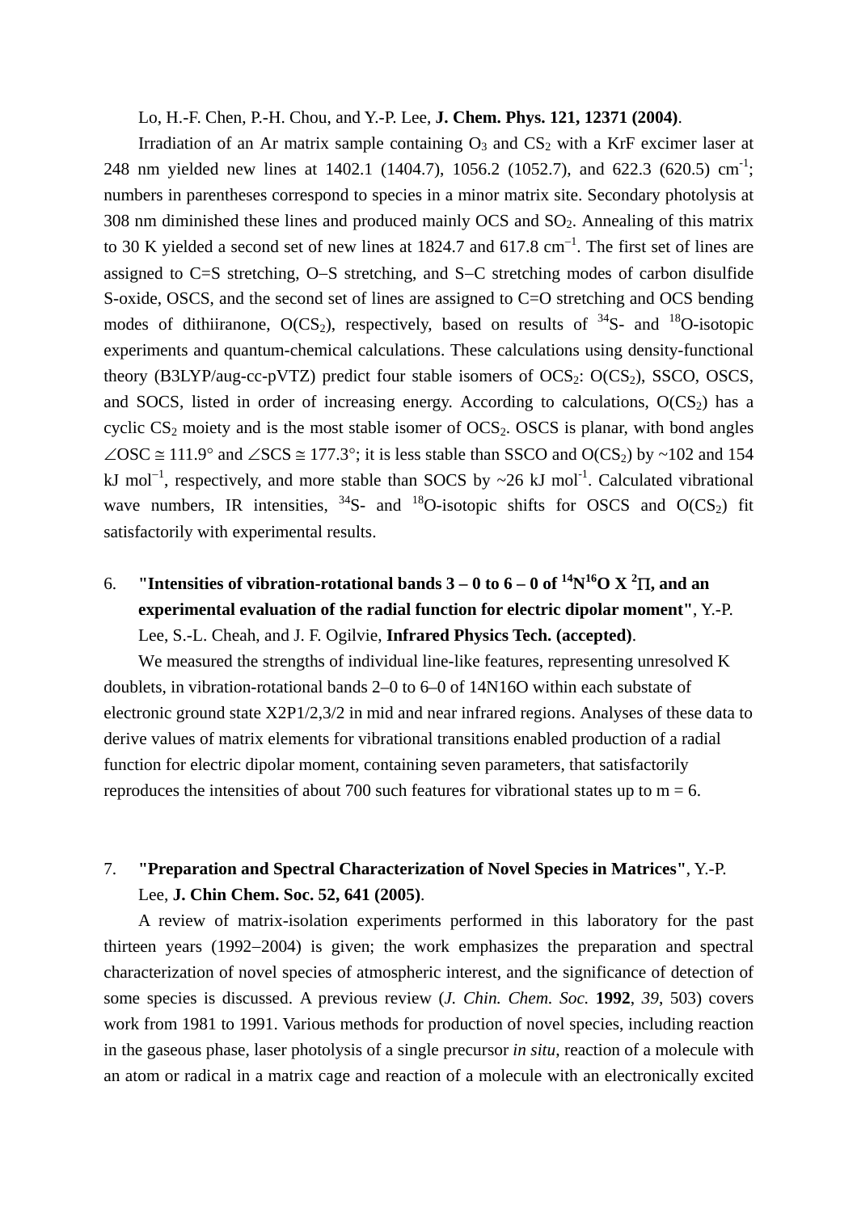Lo, H.-F. Chen, P.-H. Chou, and Y.-P. Lee, **J. Chem. Phys. 121, 12371 (2004)**.

Irradiation of an Ar matrix sample containing $O_3$ and $CS_2$ with a KrF excimer laser at 248 nm yielded new lines at 1402.1 (1404.7), 1056.2 (1052.7), and 622.3 (620.5) $cm^{-1}$; numbers in parentheses correspond to species in a minor matrix site. Secondary photolysis at 308 nm diminished these lines and produced mainly OCS and $SO_2$. Annealing of this matrix to 30 K yielded a second set of new lines at 1824.7 and 617.8 $cm^{-1}$. The first set of lines are assigned to C=S stretching, O–S stretching, and S–C stretching modes of carbon disulfide S-oxide, OSCS, and the second set of lines are assigned to C=O stretching and OCS bending modes of dithiiranone, $O(CS_2)$, respectively, based on results of $^{34}S$- and $^{18}O$-isotopic experiments and quantum-chemical calculations. These calculations using density-functional theory (B3LYP/aug-cc-pVTZ) predict four stable isomers of $OCS_2$: $O(CS_2)$, SSCO, OSCS, and SOCS, listed in order of increasing energy. According to calculations, $O(CS_2)$ has a cyclic $CS_2$ moiety and is the most stable isomer of $OCS_2$. OSCS is planar, with bond angles $\angle OSC \cong 111.9°$ and $\angle SCS \cong 177.3°$; it is less stable than SSCO and $O(CS_2)$ by ~102 and 154 kJ $mol^{-1}$, respectively, and more stable than SOCS by ~26 kJ $mol^{-1}$. Calculated vibrational wave numbers, IR intensities, $^{34}S$- and $^{18}O$-isotopic shifts for OSCS and $O(CS_2)$ fit satisfactorily with experimental results.

6. **"Intensities of vibration-rotational bands 3 – 0 to 6 – 0 of $^{14}N^{16}O$ X $^2\Pi$, and an experimental evaluation of the radial function for electric dipolar moment"**, Y.-P. Lee, S.-L. Cheah, and J. F. Ogilvie, **Infrared Physics Tech. (accepted)**.

We measured the strengths of individual line-like features, representing unresolved K doublets, in vibration-rotational bands 2–0 to 6–0 of 14N16O within each substate of electronic ground state X2P1/2,3/2 in mid and near infrared regions. Analyses of these data to derive values of matrix elements for vibrational transitions enabled production of a radial function for electric dipolar moment, containing seven parameters, that satisfactorily reproduces the intensities of about 700 such features for vibrational states up to m = 6.

7. **"Preparation and Spectral Characterization of Novel Species in Matrices"**, Y.-P. Lee, **J. Chin Chem. Soc. 52, 641 (2005)**.

A review of matrix-isolation experiments performed in this laboratory for the past thirteen years (1992–2004) is given; the work emphasizes the preparation and spectral characterization of novel species of atmospheric interest, and the significance of detection of some species is discussed. A previous review (*J. Chin. Chem. Soc.* **1992**, *39*, 503) covers work from 1981 to 1991. Various methods for production of novel species, including reaction in the gaseous phase, laser photolysis of a single precursor *in situ*, reaction of a molecule with an atom or radical in a matrix cage and reaction of a molecule with an electronically excited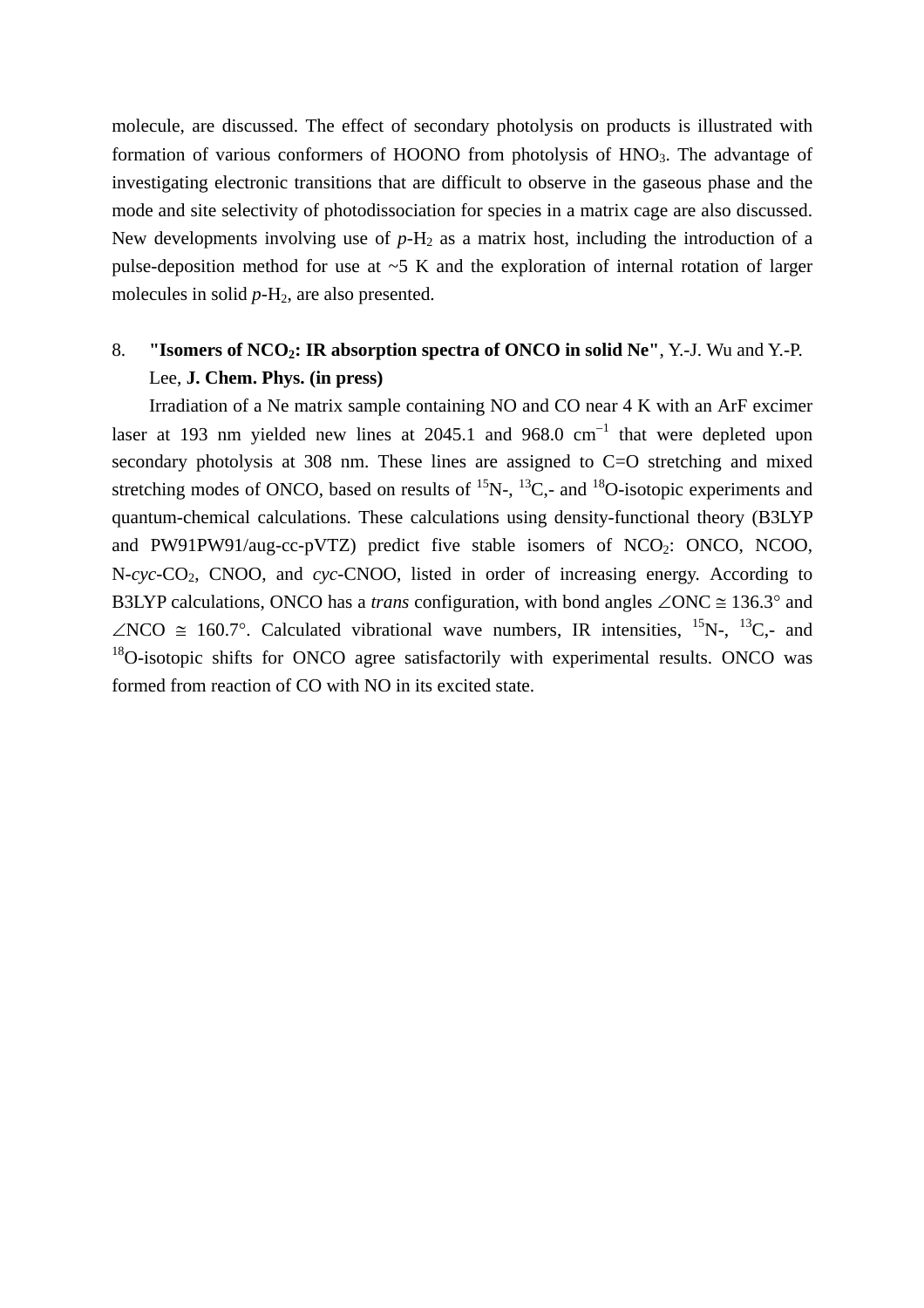molecule, are discussed. The effect of secondary photolysis on products is illustrated with formation of various conformers of HOONO from photolysis of $HNO_3$. The advantage of investigating electronic transitions that are difficult to observe in the gaseous phase and the mode and site selectivity of photodissociation for species in a matrix cage are also discussed. New developments involving use of *p*-$H_2$ as a matrix host, including the introduction of a pulse-deposition method for use at ~5 K and the exploration of internal rotation of larger molecules in solid *p*-$H_2$, are also presented.

8. **"Isomers of $NCO_2$: IR absorption spectra of ONCO in solid Ne"**, Y.-J. Wu and Y.-P. Lee, **J. Chem. Phys. (in press)**

Irradiation of a Ne matrix sample containing NO and CO near 4 K with an ArF excimer laser at 193 nm yielded new lines at 2045.1 and 968.0 $cm^{-1}$ that were depleted upon secondary photolysis at 308 nm. These lines are assigned to C=O stretching and mixed stretching modes of ONCO, based on results of $^{15}N$-, $^{13}C$,- and $^{18}O$-isotopic experiments and quantum-chemical calculations. These calculations using density-functional theory (B3LYP and PW91PW91/aug-cc-pVTZ) predict five stable isomers of $NCO_2$: ONCO, NCOO, N-*cyc*-$CO_2$, CNOO, and *cyc*-CNOO, listed in order of increasing energy. According to B3LYP calculations, ONCO has a *trans* configuration, with bond angles $\angle$ONC $\cong$ 136.3° and $\angle$NCO $\cong$ 160.7°. Calculated vibrational wave numbers, IR intensities, $^{15}N$-, $^{13}C$,- and $^{18}O$-isotopic shifts for ONCO agree satisfactorily with experimental results. ONCO was formed from reaction of CO with NO in its excited state.